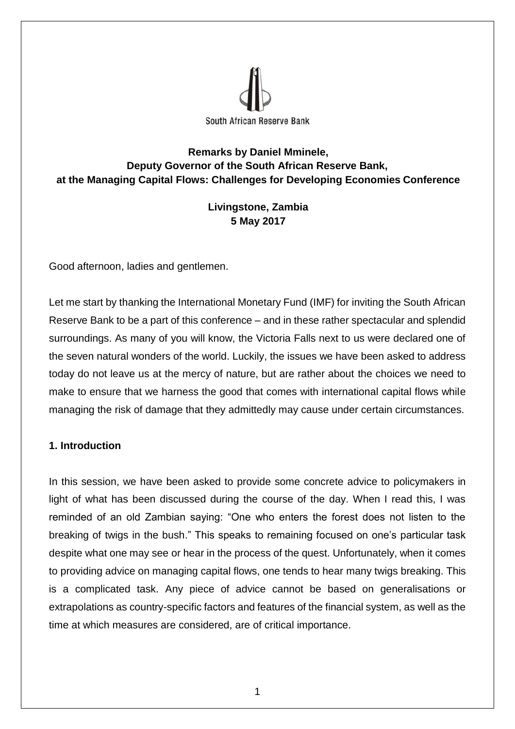South African Reserve Bank

**Remarks by Daniel Mminele, Deputy Governor of the South African Reserve Bank, at the Managing Capital Flows: Challenges for Developing Economies Conference**

**Livingstone, Zambia**
**5 May 2017**

Good afternoon, ladies and gentlemen.

Let me start by thanking the International Monetary Fund (IMF) for inviting the South African Reserve Bank to be a part of this conference – and in these rather spectacular and splendid surroundings. As many of you will know, the Victoria Falls next to us were declared one of the seven natural wonders of the world. Luckily, the issues we have been asked to address today do not leave us at the mercy of nature, but are rather about the choices we need to make to ensure that we harness the good that comes with international capital flows while managing the risk of damage that they admittedly may cause under certain circumstances.

## 1. Introduction

In this session, we have been asked to provide some concrete advice to policymakers in light of what has been discussed during the course of the day. When I read this, I was reminded of an old Zambian saying: "One who enters the forest does not listen to the breaking of twigs in the bush." This speaks to remaining focused on one's particular task despite what one may see or hear in the process of the quest. Unfortunately, when it comes to providing advice on managing capital flows, one tends to hear many twigs breaking. This is a complicated task. Any piece of advice cannot be based on generalisations or extrapolations as country-specific factors and features of the financial system, as well as the time at which measures are considered, are of critical importance.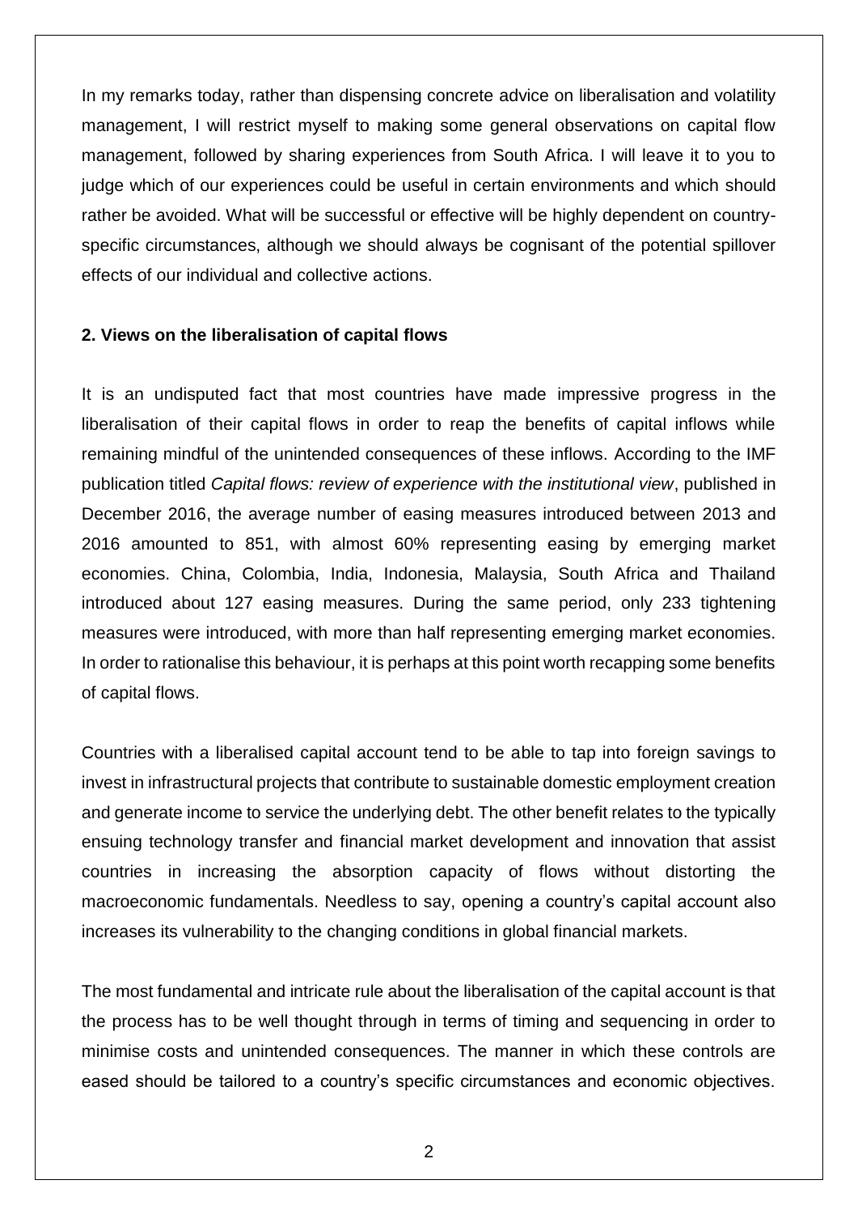In my remarks today, rather than dispensing concrete advice on liberalisation and volatility management, I will restrict myself to making some general observations on capital flow management, followed by sharing experiences from South Africa. I will leave it to you to judge which of our experiences could be useful in certain environments and which should rather be avoided. What will be successful or effective will be highly dependent on country-specific circumstances, although we should always be cognisant of the potential spillover effects of our individual and collective actions.

## 2. Views on the liberalisation of capital flows

It is an undisputed fact that most countries have made impressive progress in the liberalisation of their capital flows in order to reap the benefits of capital inflows while remaining mindful of the unintended consequences of these inflows. According to the IMF publication titled *Capital flows: review of experience with the institutional view*, published in December 2016, the average number of easing measures introduced between 2013 and 2016 amounted to 851, with almost 60% representing easing by emerging market economies. China, Colombia, India, Indonesia, Malaysia, South Africa and Thailand introduced about 127 easing measures. During the same period, only 233 tightening measures were introduced, with more than half representing emerging market economies. In order to rationalise this behaviour, it is perhaps at this point worth recapping some benefits of capital flows.

Countries with a liberalised capital account tend to be able to tap into foreign savings to invest in infrastructural projects that contribute to sustainable domestic employment creation and generate income to service the underlying debt. The other benefit relates to the typically ensuing technology transfer and financial market development and innovation that assist countries in increasing the absorption capacity of flows without distorting the macroeconomic fundamentals. Needless to say, opening a country's capital account also increases its vulnerability to the changing conditions in global financial markets.

The most fundamental and intricate rule about the liberalisation of the capital account is that the process has to be well thought through in terms of timing and sequencing in order to minimise costs and unintended consequences. The manner in which these controls are eased should be tailored to a country's specific circumstances and economic objectives.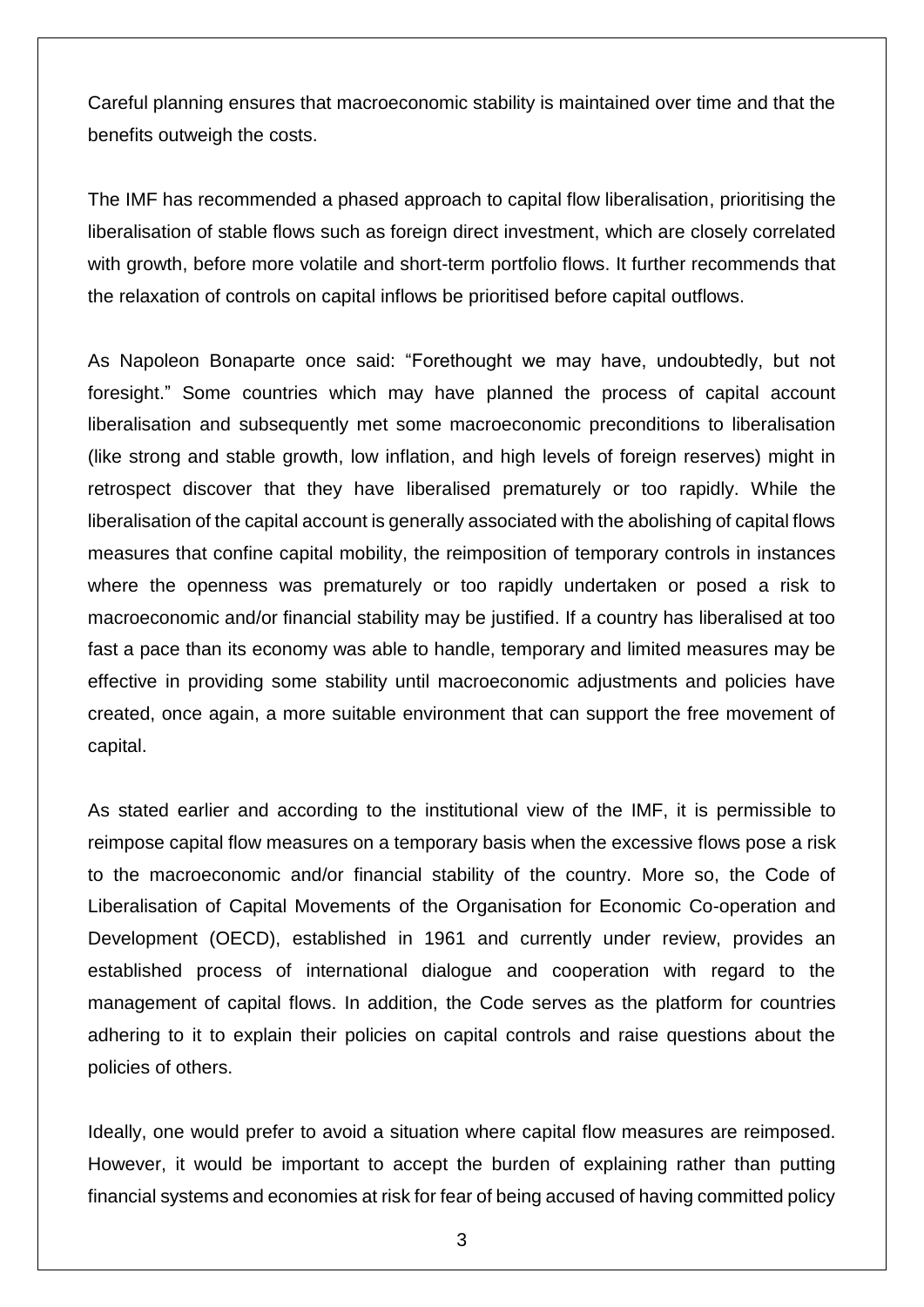Careful planning ensures that macroeconomic stability is maintained over time and that the benefits outweigh the costs.

The IMF has recommended a phased approach to capital flow liberalisation, prioritising the liberalisation of stable flows such as foreign direct investment, which are closely correlated with growth, before more volatile and short-term portfolio flows. It further recommends that the relaxation of controls on capital inflows be prioritised before capital outflows.

As Napoleon Bonaparte once said: "Forethought we may have, undoubtedly, but not foresight." Some countries which may have planned the process of capital account liberalisation and subsequently met some macroeconomic preconditions to liberalisation (like strong and stable growth, low inflation, and high levels of foreign reserves) might in retrospect discover that they have liberalised prematurely or too rapidly. While the liberalisation of the capital account is generally associated with the abolishing of capital flows measures that confine capital mobility, the reimposition of temporary controls in instances where the openness was prematurely or too rapidly undertaken or posed a risk to macroeconomic and/or financial stability may be justified. If a country has liberalised at too fast a pace than its economy was able to handle, temporary and limited measures may be effective in providing some stability until macroeconomic adjustments and policies have created, once again, a more suitable environment that can support the free movement of capital.

As stated earlier and according to the institutional view of the IMF, it is permissible to reimpose capital flow measures on a temporary basis when the excessive flows pose a risk to the macroeconomic and/or financial stability of the country. More so, the Code of Liberalisation of Capital Movements of the Organisation for Economic Co-operation and Development (OECD), established in 1961 and currently under review, provides an established process of international dialogue and cooperation with regard to the management of capital flows. In addition, the Code serves as the platform for countries adhering to it to explain their policies on capital controls and raise questions about the policies of others.

Ideally, one would prefer to avoid a situation where capital flow measures are reimposed. However, it would be important to accept the burden of explaining rather than putting financial systems and economies at risk for fear of being accused of having committed policy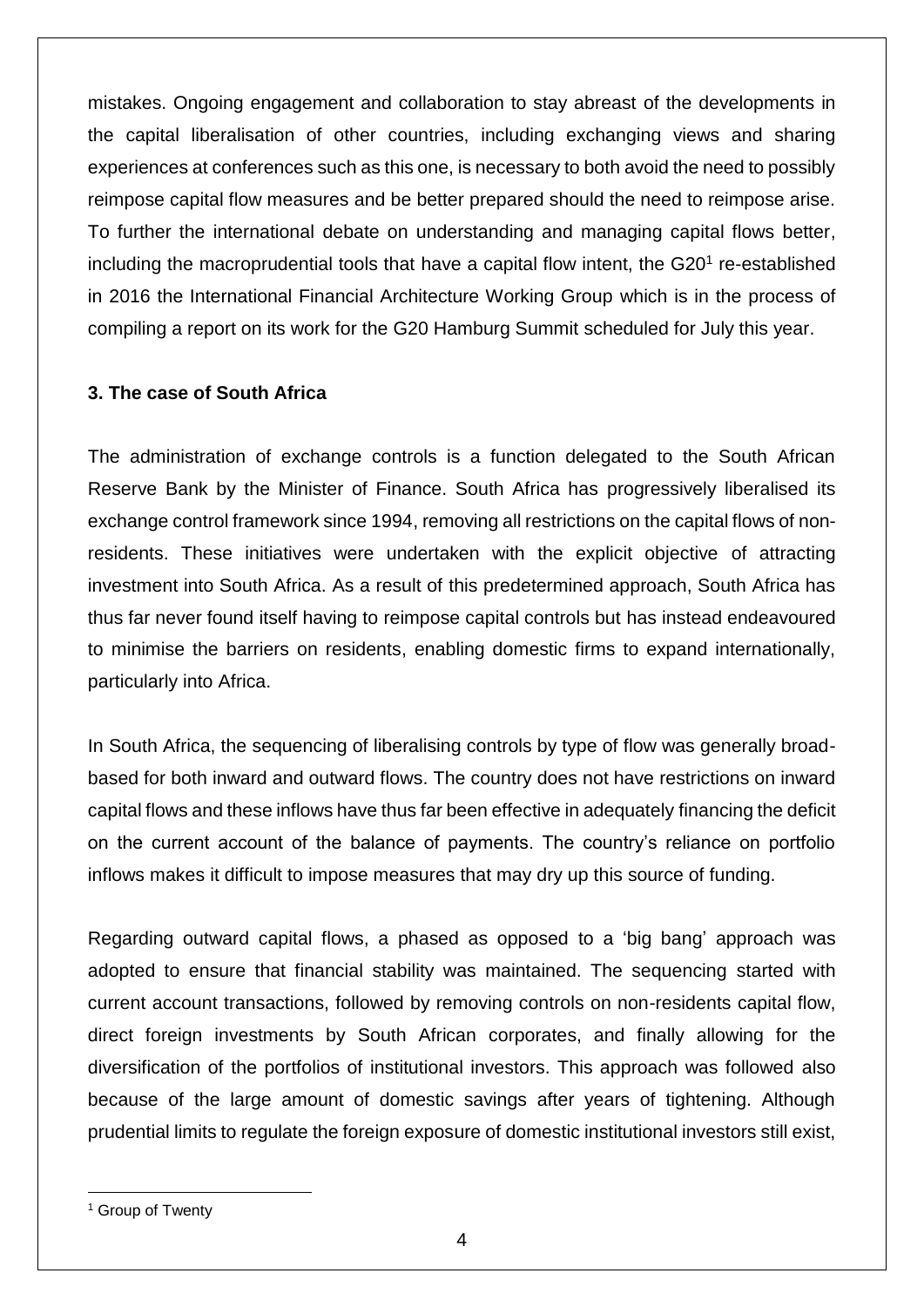mistakes. Ongoing engagement and collaboration to stay abreast of the developments in the capital liberalisation of other countries, including exchanging views and sharing experiences at conferences such as this one, is necessary to both avoid the need to possibly reimpose capital flow measures and be better prepared should the need to reimpose arise. To further the international debate on understanding and managing capital flows better, including the macroprudential tools that have a capital flow intent, the G20[1] re-established in 2016 the International Financial Architecture Working Group which is in the process of compiling a report on its work for the G20 Hamburg Summit scheduled for July this year.

**3. The case of South Africa**

The administration of exchange controls is a function delegated to the South African Reserve Bank by the Minister of Finance. South Africa has progressively liberalised its exchange control framework since 1994, removing all restrictions on the capital flows of non-residents. These initiatives were undertaken with the explicit objective of attracting investment into South Africa. As a result of this predetermined approach, South Africa has thus far never found itself having to reimpose capital controls but has instead endeavoured to minimise the barriers on residents, enabling domestic firms to expand internationally, particularly into Africa.

In South Africa, the sequencing of liberalising controls by type of flow was generally broad-based for both inward and outward flows. The country does not have restrictions on inward capital flows and these inflows have thus far been effective in adequately financing the deficit on the current account of the balance of payments. The country's reliance on portfolio inflows makes it difficult to impose measures that may dry up this source of funding.

Regarding outward capital flows, a phased as opposed to a 'big bang' approach was adopted to ensure that financial stability was maintained. The sequencing started with current account transactions, followed by removing controls on non-residents capital flow, direct foreign investments by South African corporates, and finally allowing for the diversification of the portfolios of institutional investors. This approach was followed also because of the large amount of domestic savings after years of tightening. Although prudential limits to regulate the foreign exposure of domestic institutional investors still exist,

[1] Group of Twenty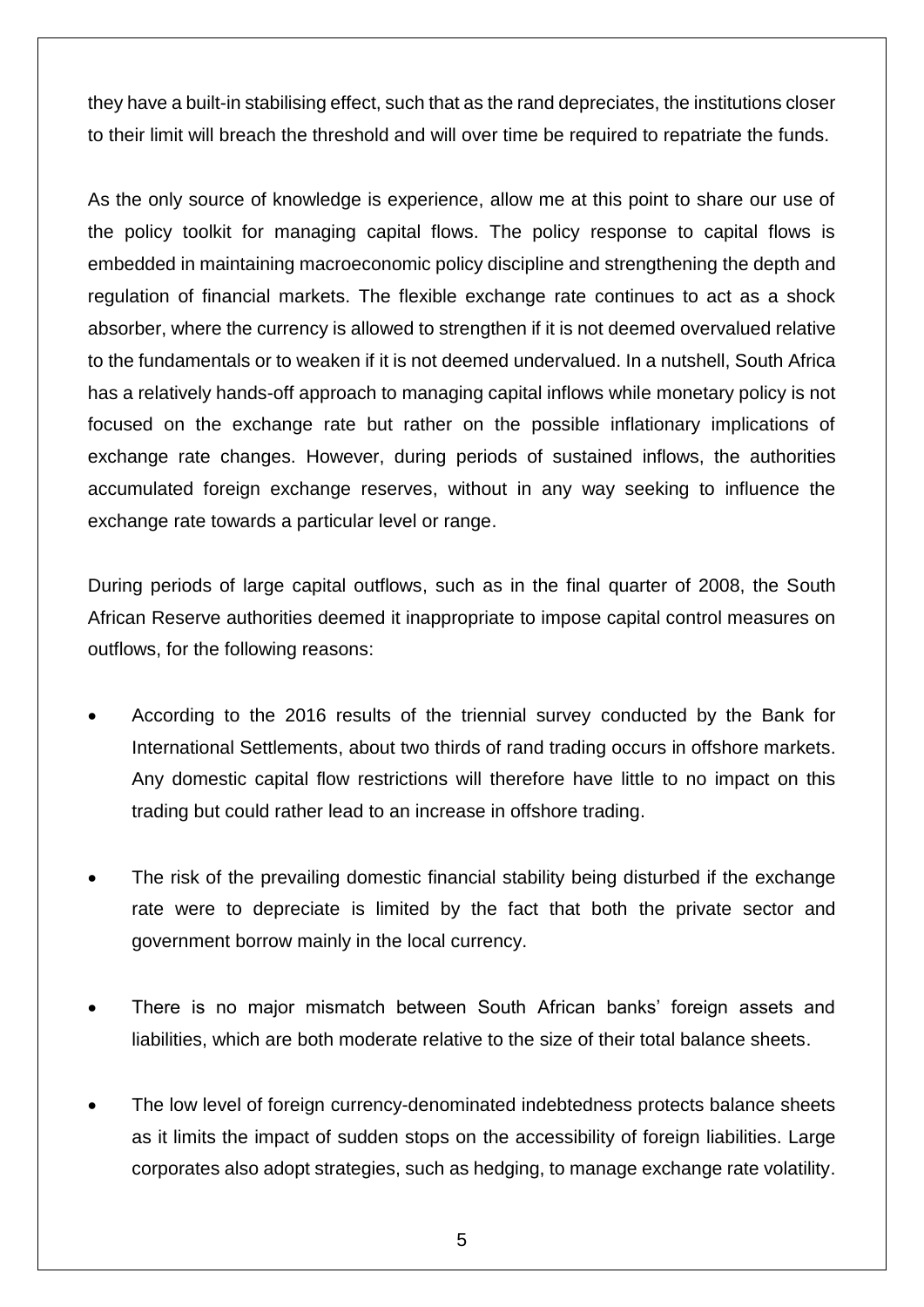they have a built-in stabilising effect, such that as the rand depreciates, the institutions closer to their limit will breach the threshold and will over time be required to repatriate the funds.

As the only source of knowledge is experience, allow me at this point to share our use of the policy toolkit for managing capital flows. The policy response to capital flows is embedded in maintaining macroeconomic policy discipline and strengthening the depth and regulation of financial markets. The flexible exchange rate continues to act as a shock absorber, where the currency is allowed to strengthen if it is not deemed overvalued relative to the fundamentals or to weaken if it is not deemed undervalued. In a nutshell, South Africa has a relatively hands-off approach to managing capital inflows while monetary policy is not focused on the exchange rate but rather on the possible inflationary implications of exchange rate changes. However, during periods of sustained inflows, the authorities accumulated foreign exchange reserves, without in any way seeking to influence the exchange rate towards a particular level or range.

During periods of large capital outflows, such as in the final quarter of 2008, the South African Reserve authorities deemed it inappropriate to impose capital control measures on outflows, for the following reasons:

- According to the 2016 results of the triennial survey conducted by the Bank for International Settlements, about two thirds of rand trading occurs in offshore markets. Any domestic capital flow restrictions will therefore have little to no impact on this trading but could rather lead to an increase in offshore trading.
- The risk of the prevailing domestic financial stability being disturbed if the exchange rate were to depreciate is limited by the fact that both the private sector and government borrow mainly in the local currency.
- There is no major mismatch between South African banks' foreign assets and liabilities, which are both moderate relative to the size of their total balance sheets.
- The low level of foreign currency-denominated indebtedness protects balance sheets as it limits the impact of sudden stops on the accessibility of foreign liabilities. Large corporates also adopt strategies, such as hedging, to manage exchange rate volatility.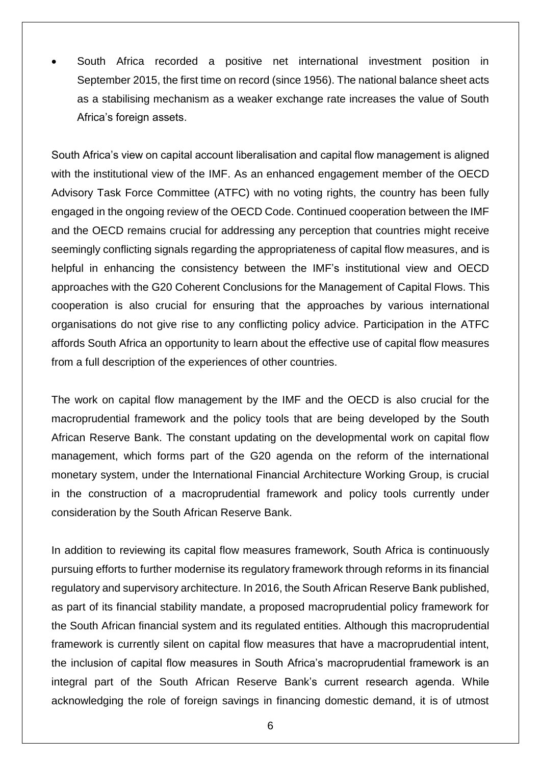- South Africa recorded a positive net international investment position in September 2015, the first time on record (since 1956). The national balance sheet acts as a stabilising mechanism as a weaker exchange rate increases the value of South Africa's foreign assets.

South Africa's view on capital account liberalisation and capital flow management is aligned with the institutional view of the IMF. As an enhanced engagement member of the OECD Advisory Task Force Committee (ATFC) with no voting rights, the country has been fully engaged in the ongoing review of the OECD Code. Continued cooperation between the IMF and the OECD remains crucial for addressing any perception that countries might receive seemingly conflicting signals regarding the appropriateness of capital flow measures, and is helpful in enhancing the consistency between the IMF's institutional view and OECD approaches with the G20 Coherent Conclusions for the Management of Capital Flows. This cooperation is also crucial for ensuring that the approaches by various international organisations do not give rise to any conflicting policy advice. Participation in the ATFC affords South Africa an opportunity to learn about the effective use of capital flow measures from a full description of the experiences of other countries.

The work on capital flow management by the IMF and the OECD is also crucial for the macroprudential framework and the policy tools that are being developed by the South African Reserve Bank. The constant updating on the developmental work on capital flow management, which forms part of the G20 agenda on the reform of the international monetary system, under the International Financial Architecture Working Group, is crucial in the construction of a macroprudential framework and policy tools currently under consideration by the South African Reserve Bank.

In addition to reviewing its capital flow measures framework, South Africa is continuously pursuing efforts to further modernise its regulatory framework through reforms in its financial regulatory and supervisory architecture. In 2016, the South African Reserve Bank published, as part of its financial stability mandate, a proposed macroprudential policy framework for the South African financial system and its regulated entities. Although this macroprudential framework is currently silent on capital flow measures that have a macroprudential intent, the inclusion of capital flow measures in South Africa's macroprudential framework is an integral part of the South African Reserve Bank's current research agenda. While acknowledging the role of foreign savings in financing domestic demand, it is of utmost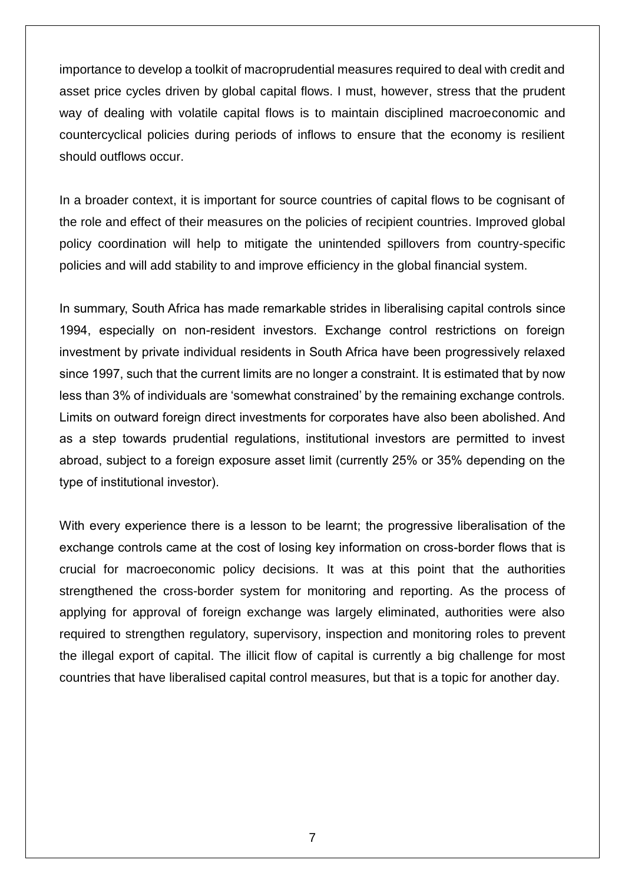importance to develop a toolkit of macroprudential measures required to deal with credit and asset price cycles driven by global capital flows. I must, however, stress that the prudent way of dealing with volatile capital flows is to maintain disciplined macroeconomic and countercyclical policies during periods of inflows to ensure that the economy is resilient should outflows occur.

In a broader context, it is important for source countries of capital flows to be cognisant of the role and effect of their measures on the policies of recipient countries. Improved global policy coordination will help to mitigate the unintended spillovers from country-specific policies and will add stability to and improve efficiency in the global financial system.

In summary, South Africa has made remarkable strides in liberalising capital controls since 1994, especially on non-resident investors. Exchange control restrictions on foreign investment by private individual residents in South Africa have been progressively relaxed since 1997, such that the current limits are no longer a constraint. It is estimated that by now less than 3% of individuals are 'somewhat constrained' by the remaining exchange controls. Limits on outward foreign direct investments for corporates have also been abolished. And as a step towards prudential regulations, institutional investors are permitted to invest abroad, subject to a foreign exposure asset limit (currently 25% or 35% depending on the type of institutional investor).

With every experience there is a lesson to be learnt; the progressive liberalisation of the exchange controls came at the cost of losing key information on cross-border flows that is crucial for macroeconomic policy decisions. It was at this point that the authorities strengthened the cross-border system for monitoring and reporting. As the process of applying for approval of foreign exchange was largely eliminated, authorities were also required to strengthen regulatory, supervisory, inspection and monitoring roles to prevent the illegal export of capital. The illicit flow of capital is currently a big challenge for most countries that have liberalised capital control measures, but that is a topic for another day.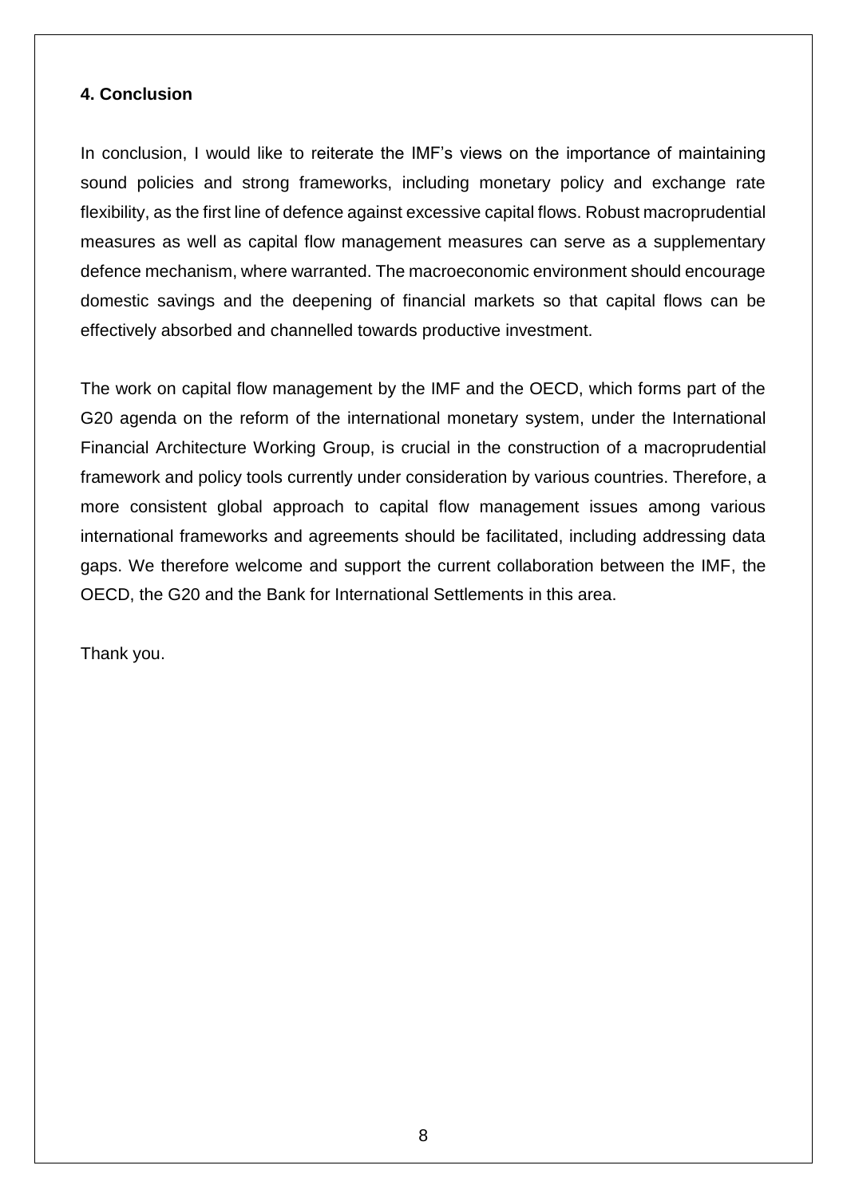## 4. Conclusion

In conclusion, I would like to reiterate the IMF's views on the importance of maintaining sound policies and strong frameworks, including monetary policy and exchange rate flexibility, as the first line of defence against excessive capital flows. Robust macroprudential measures as well as capital flow management measures can serve as a supplementary defence mechanism, where warranted. The macroeconomic environment should encourage domestic savings and the deepening of financial markets so that capital flows can be effectively absorbed and channelled towards productive investment.

The work on capital flow management by the IMF and the OECD, which forms part of the G20 agenda on the reform of the international monetary system, under the International Financial Architecture Working Group, is crucial in the construction of a macroprudential framework and policy tools currently under consideration by various countries. Therefore, a more consistent global approach to capital flow management issues among various international frameworks and agreements should be facilitated, including addressing data gaps. We therefore welcome and support the current collaboration between the IMF, the OECD, the G20 and the Bank for International Settlements in this area.

Thank you.